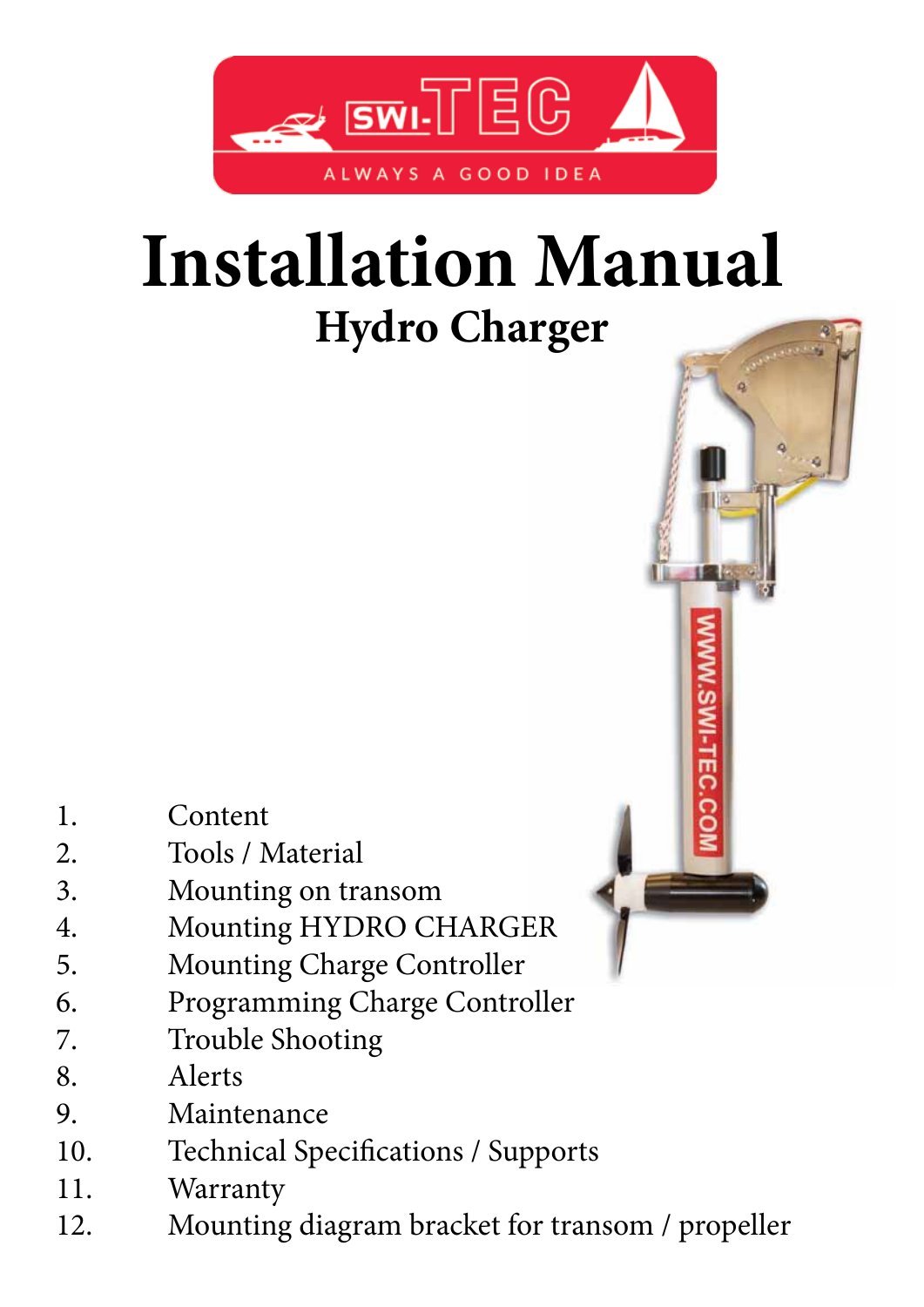# Installation Manual

## Hydro Charger

1. Content
2. Tools / Material
3. Mounting on transom
4. Mounting HYDRO CHARGER
5. Mounting Charge Controller
6. Programming Charge Controller
7. Trouble Shooting
8. Alerts
9. Maintenance
10. Technical Specifications / Supports
11. Warranty
12. Mounting diagram bracket for transom / propeller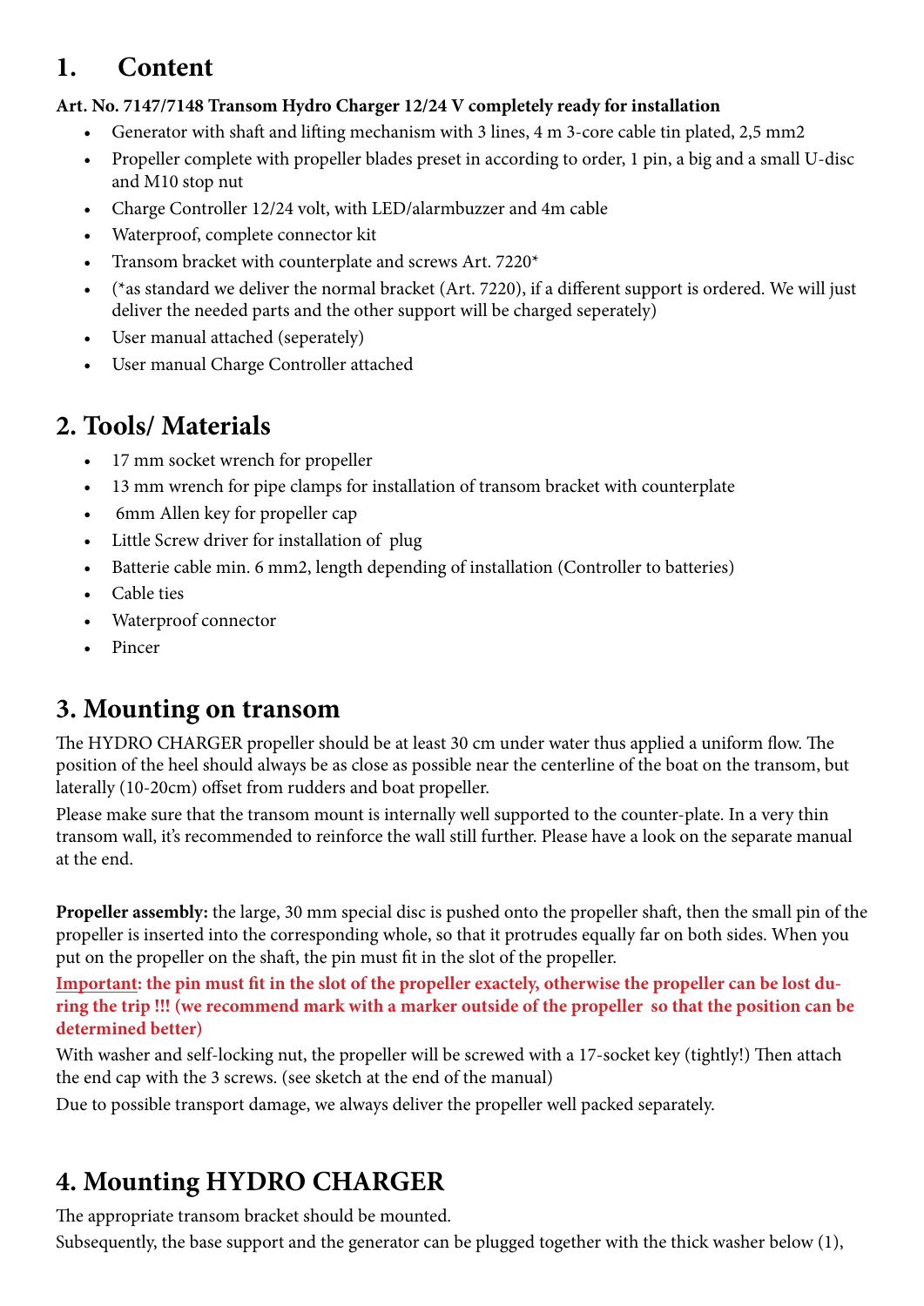# 1. Content

**Art. No. 7147/7148 Transom Hydro Charger 12/24 V completely ready for installation**

- Generator with shaft and lifting mechanism with 3 lines, 4 m 3-core cable tin plated, 2,5 mm2
- Propeller complete with propeller blades preset in according to order, 1 pin, a big and a small U-disc and M10 stop nut
- Charge Controller 12/24 volt, with LED/alarmbuzzer and 4m cable
- Waterproof, complete connector kit
- Transom bracket with counterplate and screws Art. 7220*
- (*as standard we deliver the normal bracket (Art. 7220), if a different support is ordered. We will just deliver the needed parts and the other support will be charged seperately)
- User manual attached (seperately)
- User manual Charge Controller attached

# 2. Tools/ Materials

- 17 mm socket wrench for propeller
- 13 mm wrench for pipe clamps for installation of transom bracket with counterplate
- 6mm Allen key for propeller cap
- Little Screw driver for installation of plug
- Batterie cable min. 6 mm2, length depending of installation (Controller to batteries)
- Cable ties
- Waterproof connector
- Pincer

# 3. Mounting on transom

The HYDRO CHARGER propeller should be at least 30 cm under water thus applied a uniform flow. The position of the heel should always be as close as possible near the centerline of the boat on the transom, but laterally (10-20cm) offset from rudders and boat propeller.

Please make sure that the transom mount is internally well supported to the counter-plate. In a very thin transom wall, it's recommended to reinforce the wall still further. Please have a look on the separate manual at the end.

**Propeller assembly:** the large, 30 mm special disc is pushed onto the propeller shaft, then the small pin of the propeller is inserted into the corresponding whole, so that it protrudes equally far on both sides. When you put on the propeller on the shaft, the pin must fit in the slot of the propeller.

**Important: the pin must fit in the slot of the propeller exactely, otherwise the propeller can be lost during the trip !!! (we recommend mark with a marker outside of the propeller so that the position can be determined better)**

With washer and self-locking nut, the propeller will be screwed with a 17-socket key (tightly!) Then attach the end cap with the 3 screws. (see sketch at the end of the manual)

Due to possible transport damage, we always deliver the propeller well packed separately.

# 4. Mounting HYDRO CHARGER

The appropriate transom bracket should be mounted.

Subsequently, the base support and the generator can be plugged together with the thick washer below (1),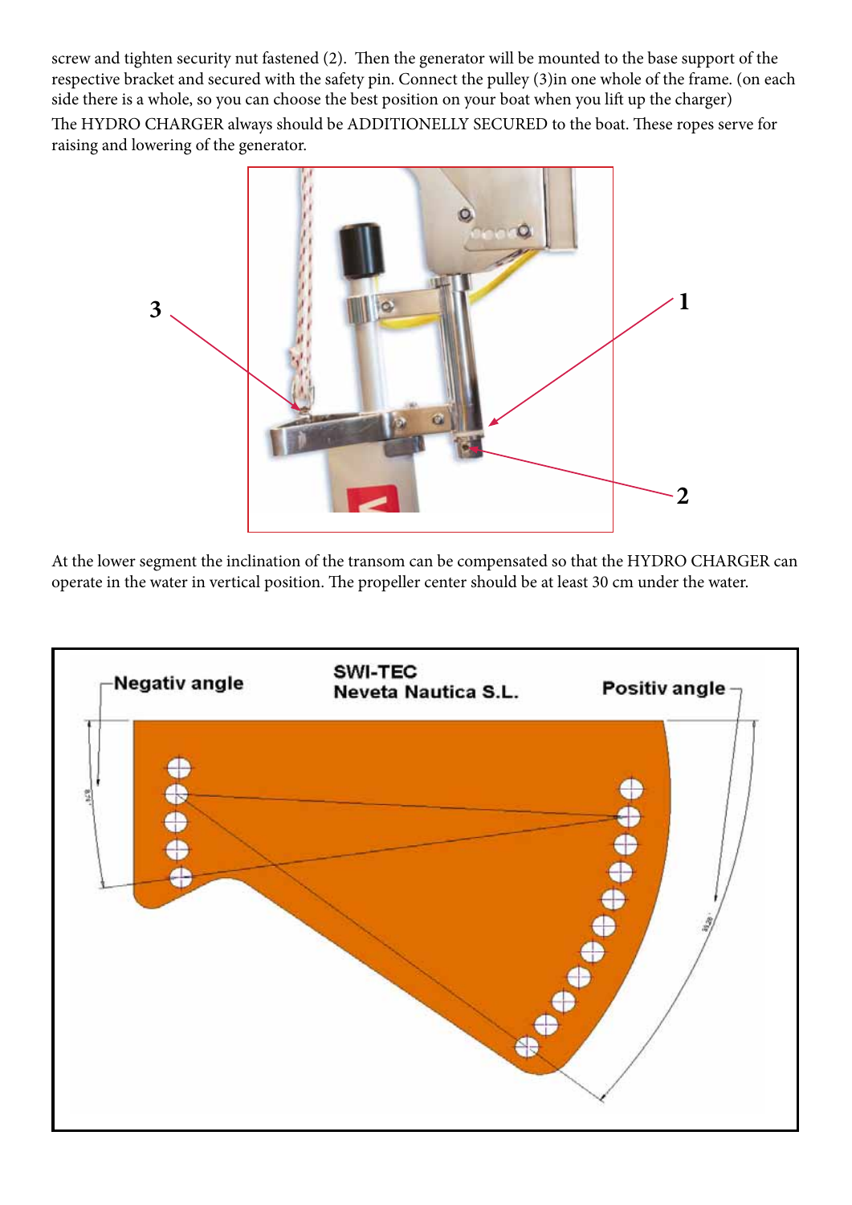screw and tighten security nut fastened (2). Then the generator will be mounted to the base support of the respective bracket and secured with the safety pin. Connect the pulley (3)in one whole of the frame. (on each side there is a whole, so you can choose the best position on your boat when you lift up the charger)

The HYDRO CHARGER always should be ADDITIONELLY SECURED to the boat. These ropes serve for raising and lowering of the generator.

At the lower segment the inclination of the transom can be compensated so that the HYDRO CHARGER can operate in the water in vertical position. The propeller center should be at least 30 cm under the water.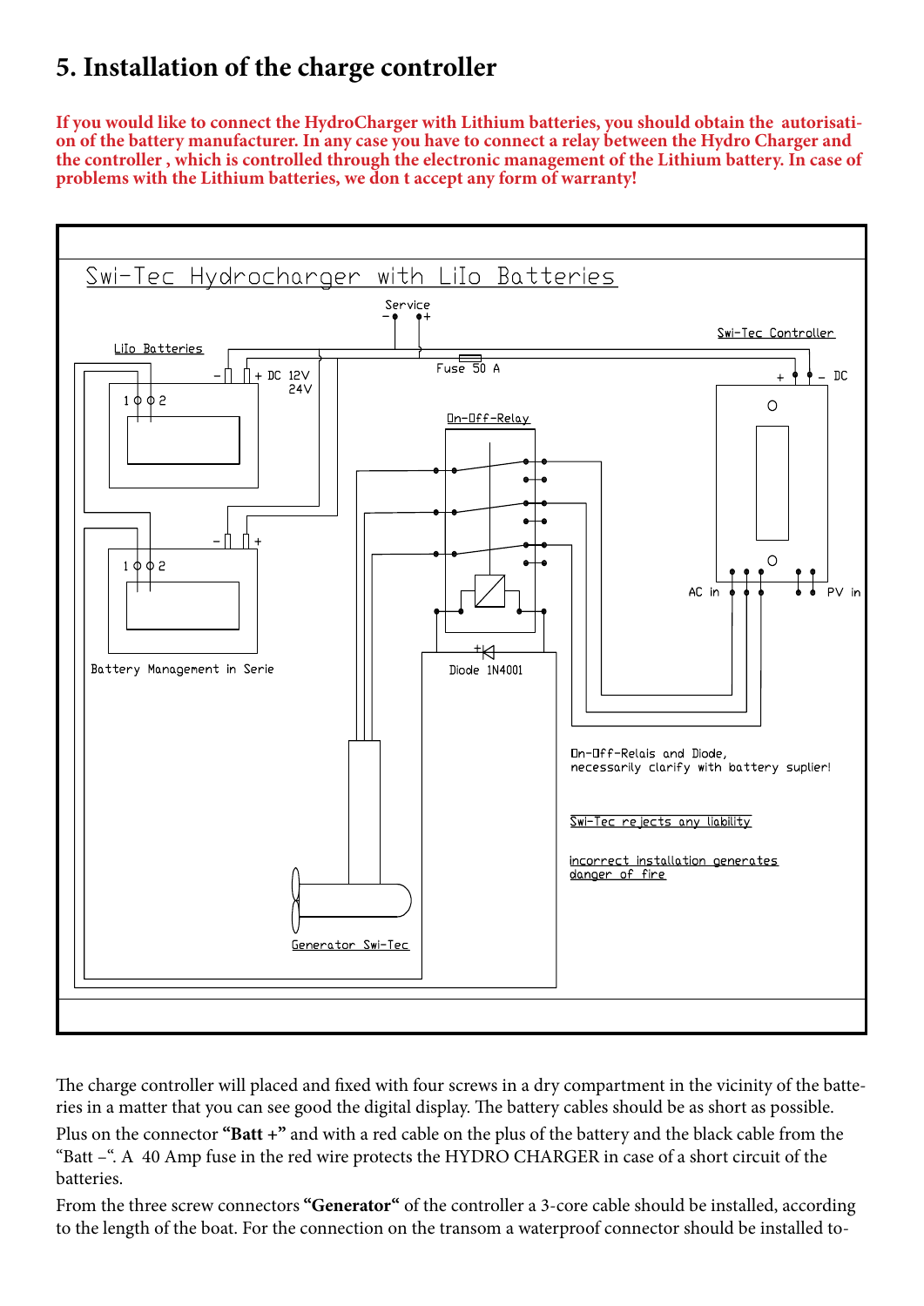# 5. Installation of the charge controller

**If you would like to connect the HydroCharger with Lithium batteries, you should obtain the autorisation of the battery manufacturer. In any case you have to connect a relay between the Hydro Charger and the controller , which is controlled through the electronic management of the Lithium battery. In case of problems with the Lithium batteries, we don t accept any form of warranty!**

Swi-Tec Hydrocharger with LiIo Batteries

Service – +

LiIo Batteries

– + DC 12V 24V

1 2

Fuse 50 A

Swi-Tec Controller

+ – DC

On-Off-Relay

Battery Management in Serie

Diode 1N4001

AC in

PV in

On-Off-Relais and Diode, necessarily clarify with battery suplier!

Swi-Tec rejects any liability

incorrect installation generates danger of fire

Generator Swi-Tec

The charge controller will placed and fixed with four screws in a dry compartment in the vicinity of the batteries in a matter that you can see good the digital display. The battery cables should be as short as possible.

Plus on the connector **"Batt +"** and with a red cable on the plus of the battery and the black cable from the "Batt –". A 40 Amp fuse in the red wire protects the HYDRO CHARGER in case of a short circuit of the batteries.

From the three screw connectors **"Generator"** of the controller a 3-core cable should be installed, according to the length of the boat. For the connection on the transom a waterproof connector should be installed to-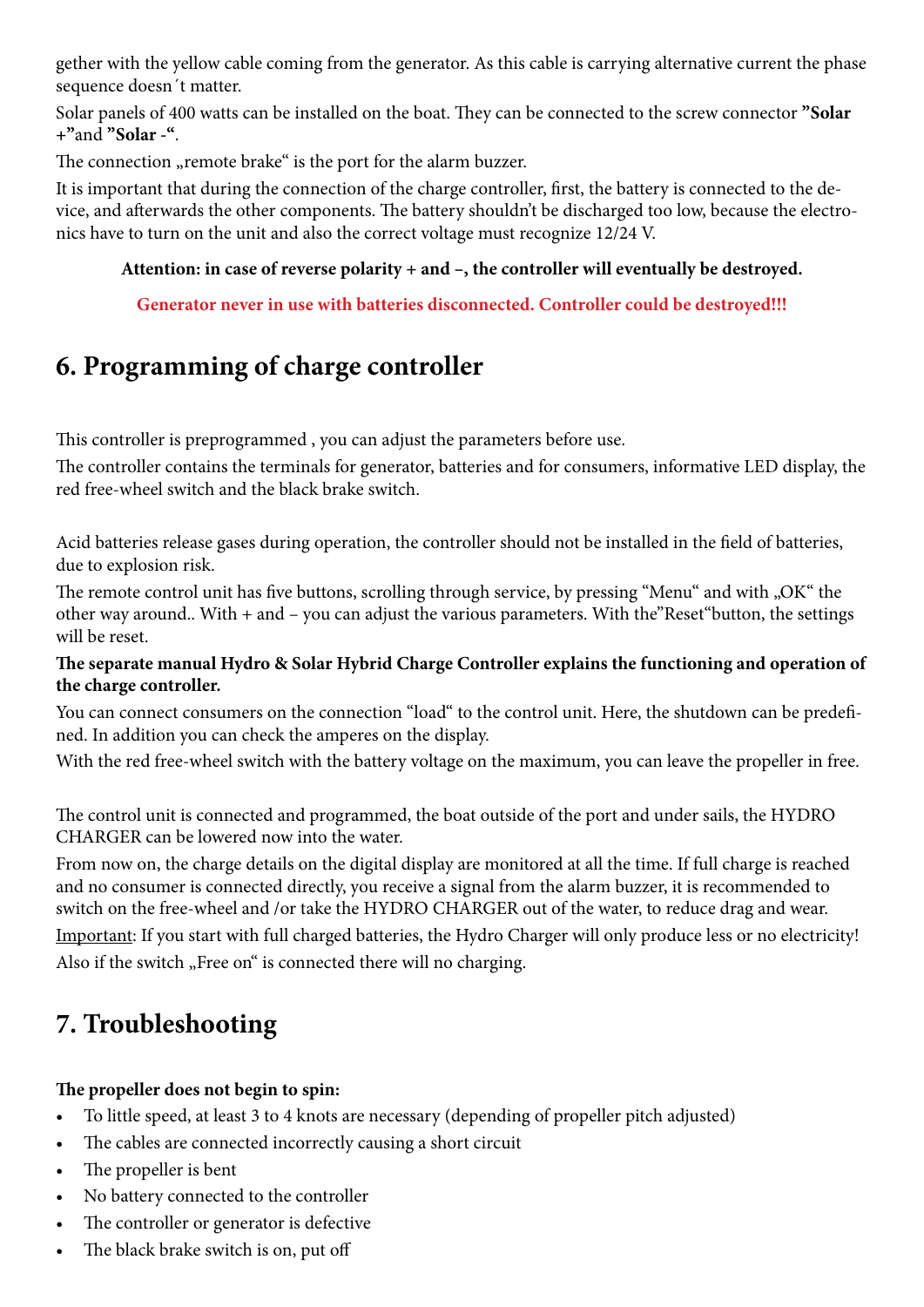gether with the yellow cable coming from the generator. As this cable is carrying alternative current the phase sequence doesn´t matter.

Solar panels of 400 watts can be installed on the boat. They can be connected to the screw connector **"Solar +"**and **"Solar -"**.

The connection „remote brake" is the port for the alarm buzzer.

It is important that during the connection of the charge controller, first, the battery is connected to the device, and afterwards the other components. The battery shouldn't be discharged too low, because the electronics have to turn on the unit and also the correct voltage must recognize 12/24 V.

**Attention: in case of reverse polarity + and –, the controller will eventually be destroyed.**

**Generator never in use with batteries disconnected. Controller could be destroyed!!!**

## 6. Programming of charge controller

This controller is preprogrammed , you can adjust the parameters before use.

The controller contains the terminals for generator, batteries and for consumers, informative LED display, the red free-wheel switch and the black brake switch.

Acid batteries release gases during operation, the controller should not be installed in the field of batteries, due to explosion risk.

The remote control unit has five buttons, scrolling through service, by pressing "Menu" and with „OK" the other way around.. With + and – you can adjust the various parameters. With the"Reset"button, the settings will be reset.

**The separate manual Hydro & Solar Hybrid Charge Controller explains the functioning and operation of the charge controller.**

You can connect consumers on the connection "load" to the control unit. Here, the shutdown can be predefined. In addition you can check the amperes on the display.

With the red free-wheel switch with the battery voltage on the maximum, you can leave the propeller in free.

The control unit is connected and programmed, the boat outside of the port and under sails, the HYDRO CHARGER can be lowered now into the water.

From now on, the charge details on the digital display are monitored at all the time. If full charge is reached and no consumer is connected directly, you receive a signal from the alarm buzzer, it is recommended to switch on the free-wheel and /or take the HYDRO CHARGER out of the water, to reduce drag and wear.

<u>Important</u>: If you start with full charged batteries, the Hydro Charger will only produce less or no electricity!

Also if the switch „Free on" is connected there will no charging.

## 7. Troubleshooting

**The propeller does not begin to spin:**

- To little speed, at least 3 to 4 knots are necessary (depending of propeller pitch adjusted)
- The cables are connected incorrectly causing a short circuit
- The propeller is bent
- No battery connected to the controller
- The controller or generator is defective
- The black brake switch is on, put off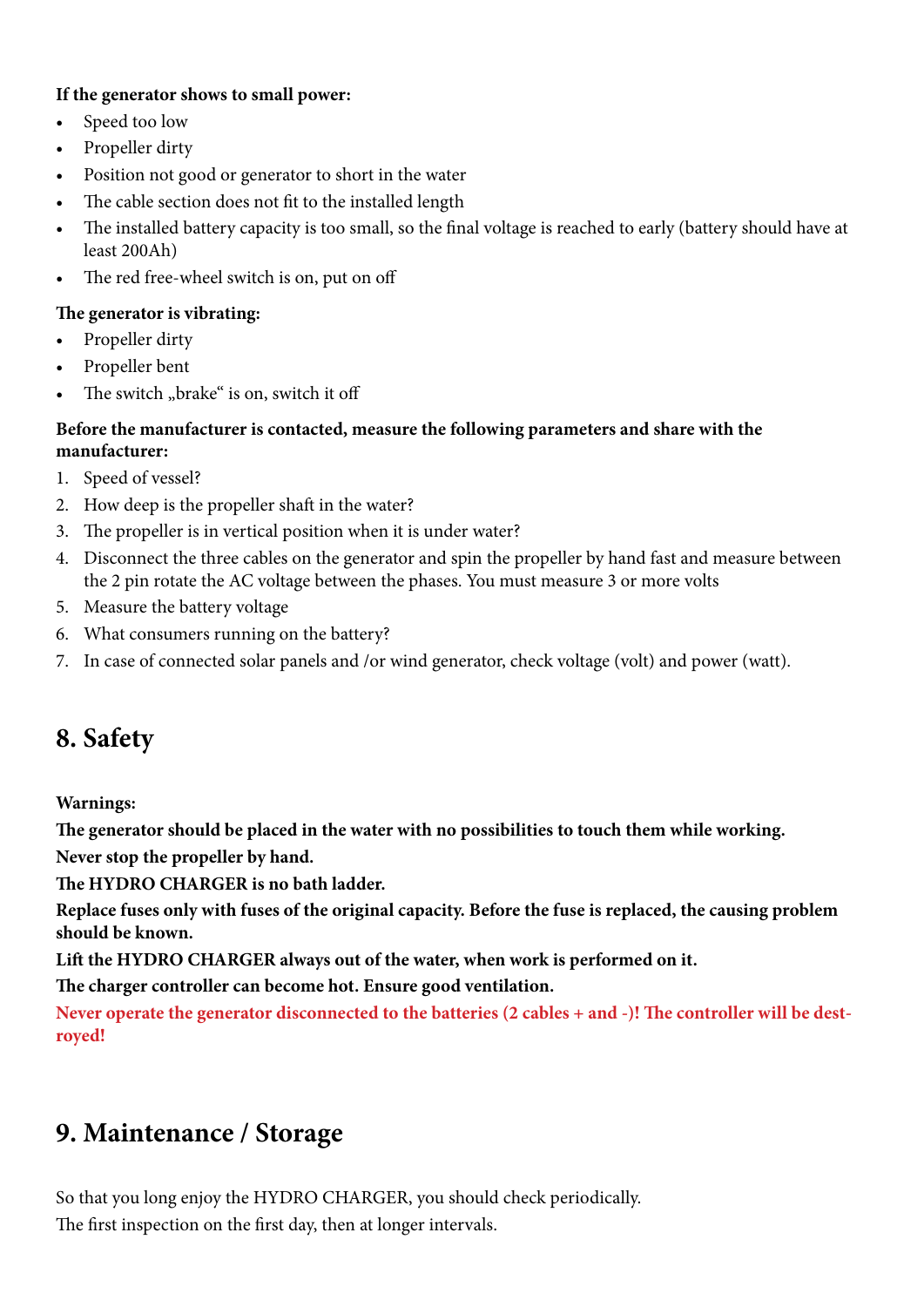**If the generator shows to small power:**

- Speed too low
- Propeller dirty
- Position not good or generator to short in the water
- The cable section does not fit to the installed length
- The installed battery capacity is too small, so the final voltage is reached to early (battery should have at least 200Ah)
- The red free-wheel switch is on, put on off

**The generator is vibrating:**

- Propeller dirty
- Propeller bent
- The switch „brake“ is on, switch it off

**Before the manufacturer is contacted, measure the following parameters and share with the manufacturer:**

1. Speed of vessel?
2. How deep is the propeller shaft in the water?
3. The propeller is in vertical position when it is under water?
4. Disconnect the three cables on the generator and spin the propeller by hand fast and measure between the 2 pin rotate the AC voltage between the phases. You must measure 3 or more volts
5. Measure the battery voltage
6. What consumers running on the battery?
7. In case of connected solar panels and /or wind generator, check voltage (volt) and power (watt).

## 8. Safety

**Warnings:**

**The generator should be placed in the water with no possibilities to touch them while working.**

**Never stop the propeller by hand.**

**The HYDRO CHARGER is no bath ladder.**

**Replace fuses only with fuses of the original capacity. Before the fuse is replaced, the causing problem should be known.**

**Lift the HYDRO CHARGER always out of the water, when work is performed on it.**

**The charger controller can become hot. Ensure good ventilation.**

**Never operate the generator disconnected to the batteries (2 cables + and -)! The controller will be destroyed!**

## 9. Maintenance / Storage

So that you long enjoy the HYDRO CHARGER, you should check periodically.
The first inspection on the first day, then at longer intervals.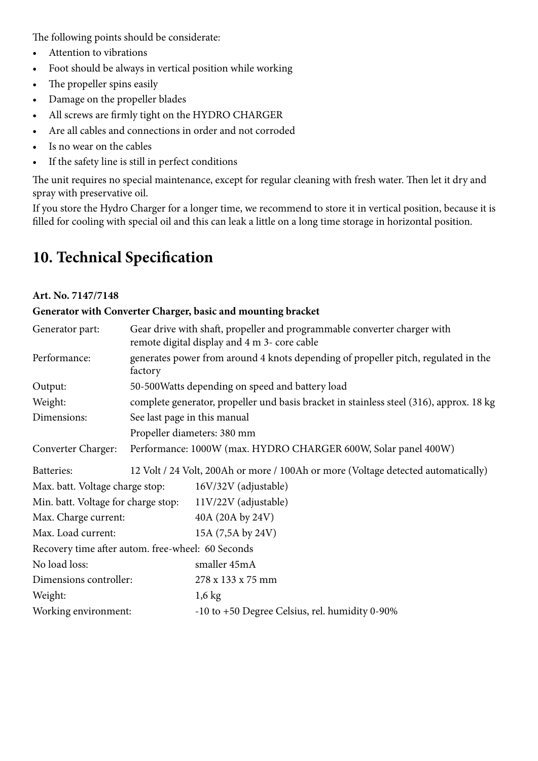The following points should be considerate:

- Attention to vibrations
- Foot should be always in vertical position while working
- The propeller spins easily
- Damage on the propeller blades
- All screws are firmly tight on the HYDRO CHARGER
- Are all cables and connections in order and not corroded
- Is no wear on the cables
- If the safety line is still in perfect conditions

The unit requires no special maintenance, except for regular cleaning with fresh water. Then let it dry and spray with preservative oil.

If you store the Hydro Charger for a longer time, we recommend to store it in vertical position, because it is filled for cooling with special oil and this can leak a little on a long time storage in horizontal position.

# 10. Technical Specification

**Art. No. 7147/7148**

**Generator with Converter Charger, basic and mounting bracket**

| | |
|---|---|
| Generator part: | Gear drive with shaft, propeller and programmable converter charger with remote digital display and 4 m 3- core cable |
| Performance: | generates power from around 4 knots depending of propeller pitch, regulated in the factory |
| Output: | 50-500Watts depending on speed and battery load |
| Weight: | complete generator, propeller und basis bracket in stainless steel (316), approx. 18 kg |
| Dimensions: | See last page in this manual |
| | Propeller diameters: 380 mm |
| Converter Charger: | Performance: 1000W (max. HYDRO CHARGER 600W, Solar panel 400W) |
| Batteries: | 12 Volt / 24 Volt, 200Ah or more / 100Ah or more (Voltage detected automatically) |

| | |
|---|---|
| Max. batt. Voltage charge stop: | 16V/32V (adjustable) |
| Min. batt. Voltage for charge stop: | 11V/22V (adjustable) |
| Max. Charge current: | 40A (20A by 24V) |
| Max. Load current: | 15A (7,5A by 24V) |
| Recovery time after autom. free-wheel: | 60 Seconds |
| No load loss: | smaller 45mA |
| Dimensions controller: | 278 x 133 x 75 mm |
| Weight: | 1,6 kg |
| Working environment: | -10 to +50 Degree Celsius, rel. humidity 0-90% |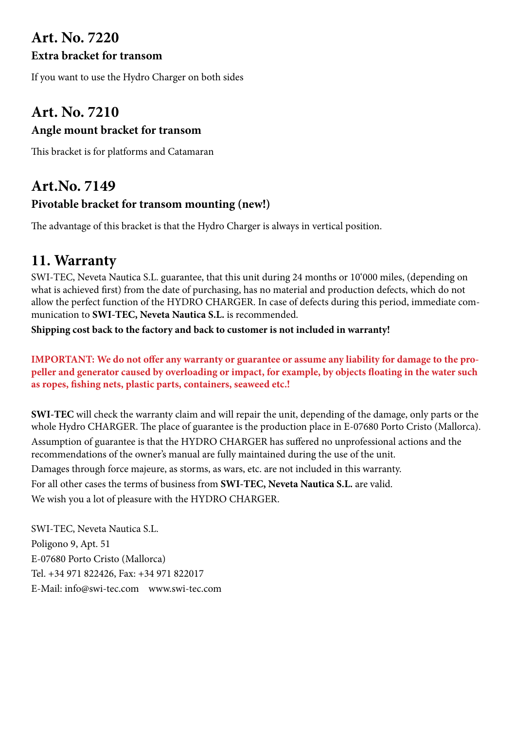## Art. No. 7220

### Extra bracket for transom

If you want to use the Hydro Charger on both sides

## Art. No. 7210

### Angle mount bracket for transom

This bracket is for platforms and Catamaran

## Art.No. 7149

### Pivotable bracket for transom mounting (new!)

The advantage of this bracket is that the Hydro Charger is always in vertical position.

## 11. Warranty

SWI-TEC, Neveta Nautica S.L. guarantee, that this unit during 24 months or 10'000 miles, (depending on what is achieved first) from the date of purchasing, has no material and production defects, which do not allow the perfect function of the HYDRO CHARGER. In case of defects during this period, immediate communication to **SWI-TEC, Neveta Nautica S.L.** is recommended.

**Shipping cost back to the factory and back to customer is not included in warranty!**

**IMPORTANT: We do not offer any warranty or guarantee or assume any liability for damage to the propeller and generator caused by overloading or impact, for example, by objects floating in the water such as ropes, fishing nets, plastic parts, containers, seaweed etc.!**

**SWI-TEC** will check the warranty claim and will repair the unit, depending of the damage, only parts or the whole Hydro CHARGER. The place of guarantee is the production place in E-07680 Porto Cristo (Mallorca).

Assumption of guarantee is that the HYDRO CHARGER has suffered no unprofessional actions and the recommendations of the owner's manual are fully maintained during the use of the unit.

Damages through force majeure, as storms, as wars, etc. are not included in this warranty.

For all other cases the terms of business from **SWI-TEC, Neveta Nautica S.L.** are valid.

We wish you a lot of pleasure with the HYDRO CHARGER.

SWI-TEC, Neveta Nautica S.L.
Poligono 9, Apt. 51
E-07680 Porto Cristo (Mallorca)
Tel. +34 971 822426, Fax: +34 971 822017
E-Mail: info@swi-tec.com www.swi-tec.com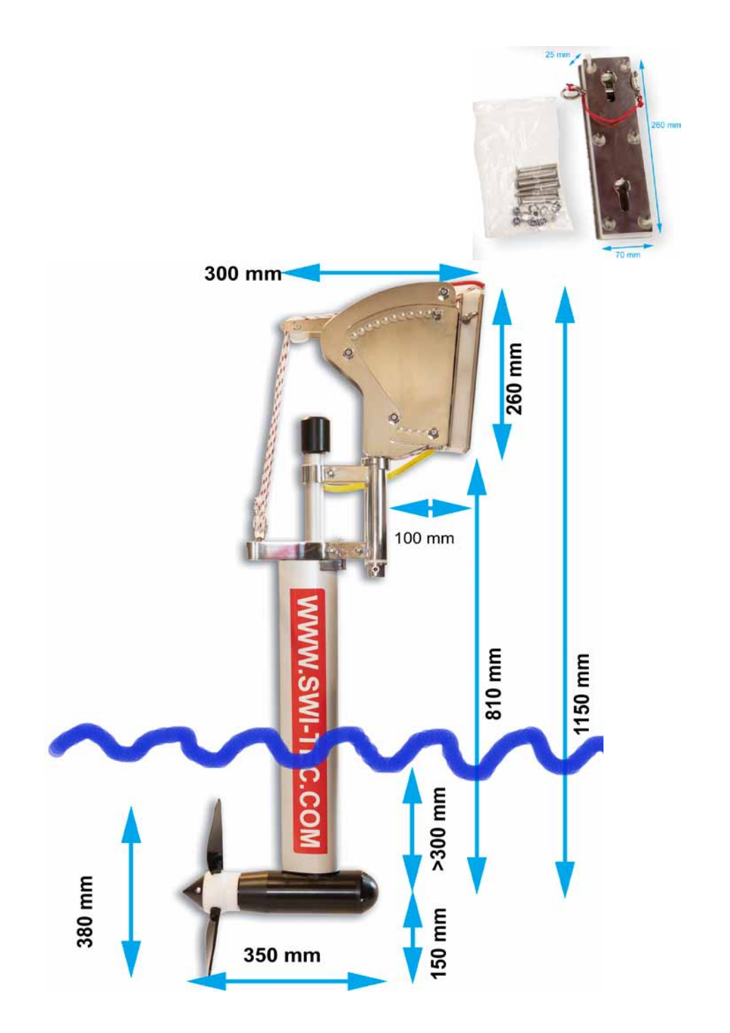25 mm

260 mm

70 mm

300 mm

260 mm

100 mm

WWW.SWI-TEC.COM

810 mm

1150 mm

>300 mm

380 mm

350 mm

150 mm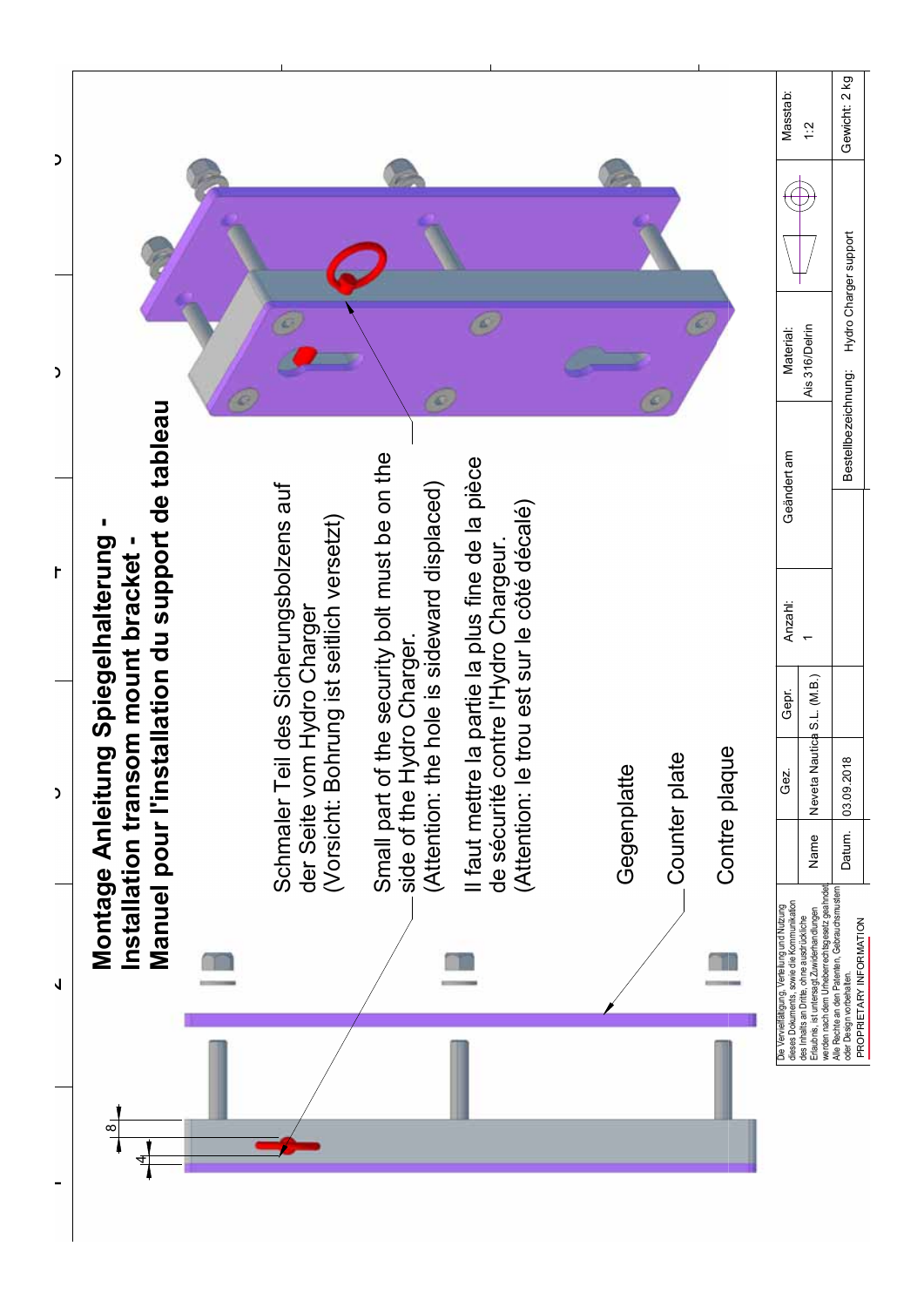# Montage Anleitung Spiegelhalterung - Installation transom mount bracket - Manuel pour l'installation du support de tableau

Schmaler Teil des Sicherungsbolzens auf der Seite vom Hydro Charger
(Vorsicht: Bohrung ist seitlich versetzt)

Small part of the security bolt must be on the side of the Hydro Charger.
(Attention: the hole is sideward displaced)

Il faut mettre la partie la plus fine de la pièce de sécurité contre l'Hydro Chargeur.
(Attention: le trou est sur le côté décalé)

Gegenplatte

Counter plate

Contre plaque

8

4

Die Vervielfältigung, Verteilung und Nutzung dieses Dokuments, sowie die Kommunikation des Inhalts an Dritte, ohne ausdrückliche Erlaubnis, ist untersagt. Zuwiderhandlungen werden nach dem Urheberrechtsgesetz geahndet. Alle Rechte an den Patenten, Gebrauchsmustern oder Design vorbehalten.
PROPRIETARY INFORMATION

| | Gez. | Gepr. | Anzahl: | Geändert am | Material: | | Masstab: |
|---|---|---|---|---|---|---|---|
| Name | Neveta Nautica S.L. (M.B.) | | 1 | | Ais 316/Delrin | | 1:2 |
| Datum. | 03.09.2018 | | | | Bestellbezeichnung: | Hydro Charger support | Gewicht: 2 kg |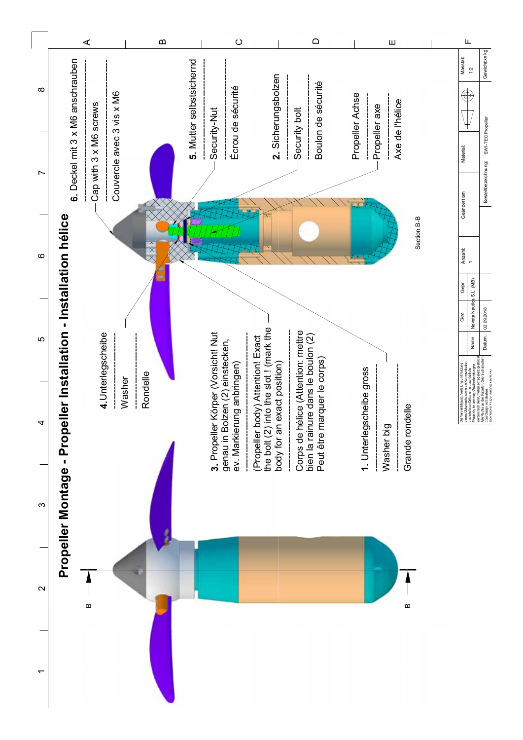# Propeller Montage - Propeller Installation - Installation hélice

**6.** Deckel mit 3 x M6 anschrauben

Cap with 3 x M6 screws

Couvercle avec 3 vis x M6

**5.** Mutter selbstsichernd

Security-Nut

Écrou de sécurité

**2.** Sicherungsbolzen

Security bolt

Boulon de sécurité

Propeller Achse

Propeller axe

Axe de l'hélice

**4.** Unterlegscheibe

Washer

Rondelle

**3.** Propeller Körper (Vorsicht! Nut genau in Bolzen (2) einstecken, ev. Markierung anbringen)

(Propeller body) Attention! Exact the bolt (2) into the slot ! (mark the body for an exact position)

Corps de hélice (Attention: mettre bien la rainure dans le boulon (2) Peut être marquer le corps)

**1.** Unterlegscheibe gross

Washer big

Grande rondelle

B

B

Section B-B

| | Name | Gez. | Gepr. | Anzahl: | Geändert am | Material: | | Masstab: |
|---|---|---|---|---|---|---|---|---|
| | | Neveta Nautica S.L. (MB) | | 1 | | | | 1:2 |
| | Datum. | 02.09.2018 | | | Bestellbezeichnung: | SWI-TEC Propeller | | Gewicht:xx kg |

Die Vervielfältigung, Verteilung und Nutzung dieses Dokuments, sowie die Kommunikation des Inhaltes an Dritte, ohne ausdrückliche Erlaubnis, ist untersagt. Zuwiderhandlungen werden nach den Urheberrechtsgesetz geahndet. Alle Rechte an den Patenten, Gebrauchsmustern oder Design vorbehalten.